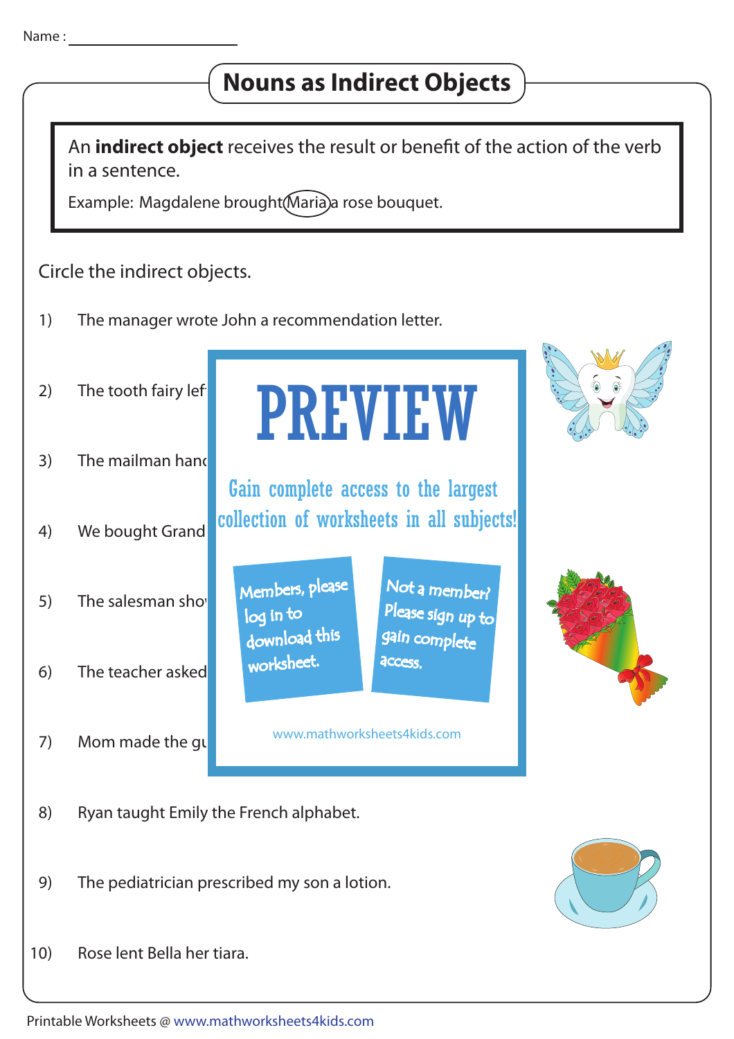Name : ____________________

# Nouns as Indirect Objects

An **indirect object** receives the result or benefit of the action of the verb in a sentence.

Example: Magdalene brought (Maria) a rose bouquet.

Circle the indirect objects.

1) The manager wrote John a recommendation letter.

2) The tooth fairy lef

3) The mailman hand

4) We bought Grand

5) The salesman sho

6) The teacher asked

7) Mom made the gu

PREVIEW

Gain complete access to the largest collection of worksheets in all subjects!

Members, please log in to download this worksheet.

Not a member? Please sign up to gain complete access.

www.mathworksheets4kids.com

8) Ryan taught Emily the French alphabet.

9) The pediatrician prescribed my son a lotion.

10) Rose lent Bella her tiara.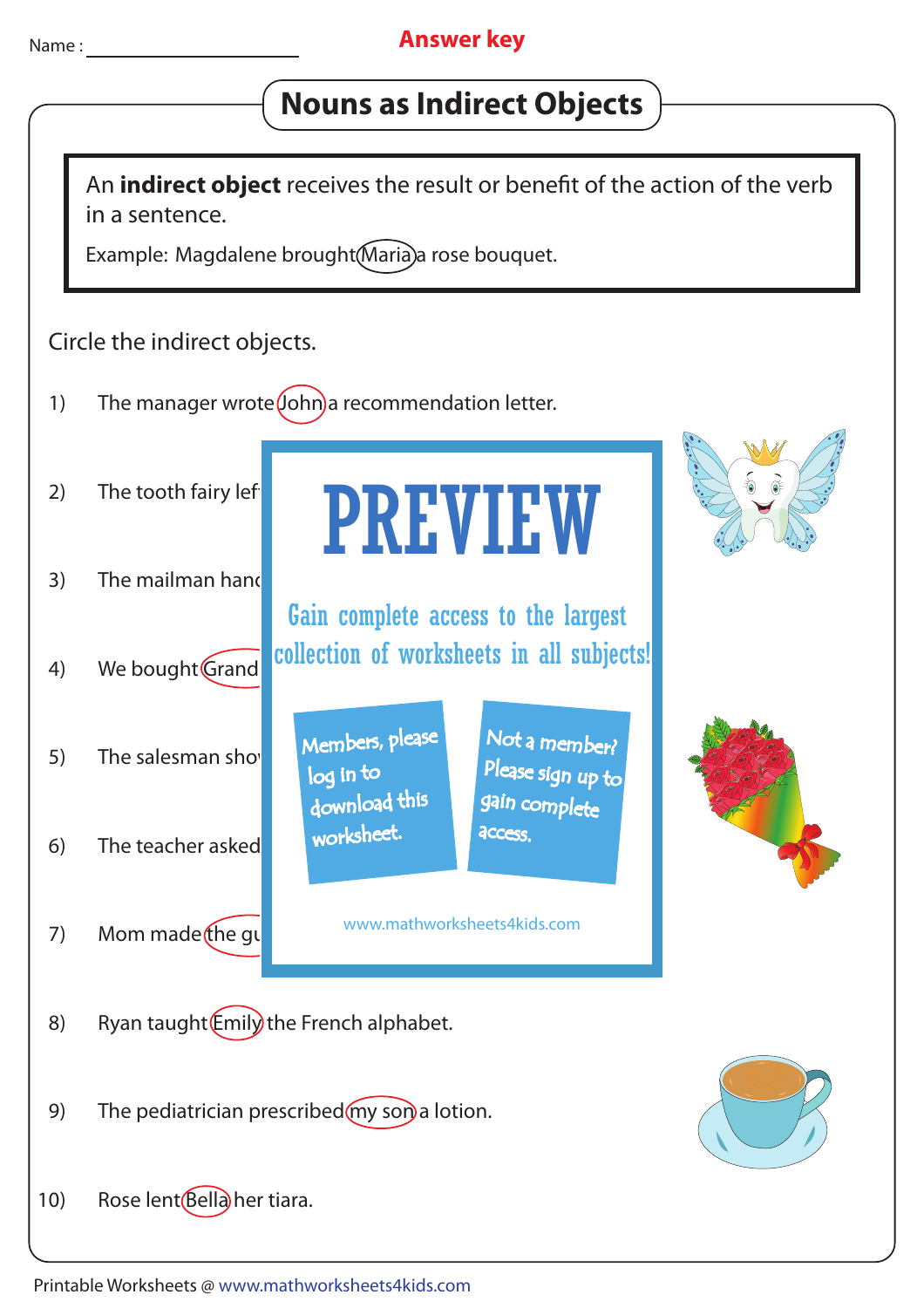Name : ____________________

**Answer key**

# Nouns as Indirect Objects

An **indirect object** receives the result or benefit of the action of the verb in a sentence.

Example: Magdalene brought (Maria) a rose bouquet.

Circle the indirect objects.

1) The manager wrote (John) a recommendation letter.

2) The tooth fairy lef

3) The mailman hand

4) We bought (Grand

5) The salesman sho

6) The teacher asked

7) Mom made (the gu

8) Ryan taught (Emily) the French alphabet.

9) The pediatrician prescribed (my son) a lotion.

10) Rose lent (Bella) her tiara.

PREVIEW

Gain complete access to the largest collection of worksheets in all subjects!

Members, please log in to download this worksheet.

Not a member? Please sign up to gain complete access.

www.mathworksheets4kids.com

Printable Worksheets @ www.mathworksheets4kids.com